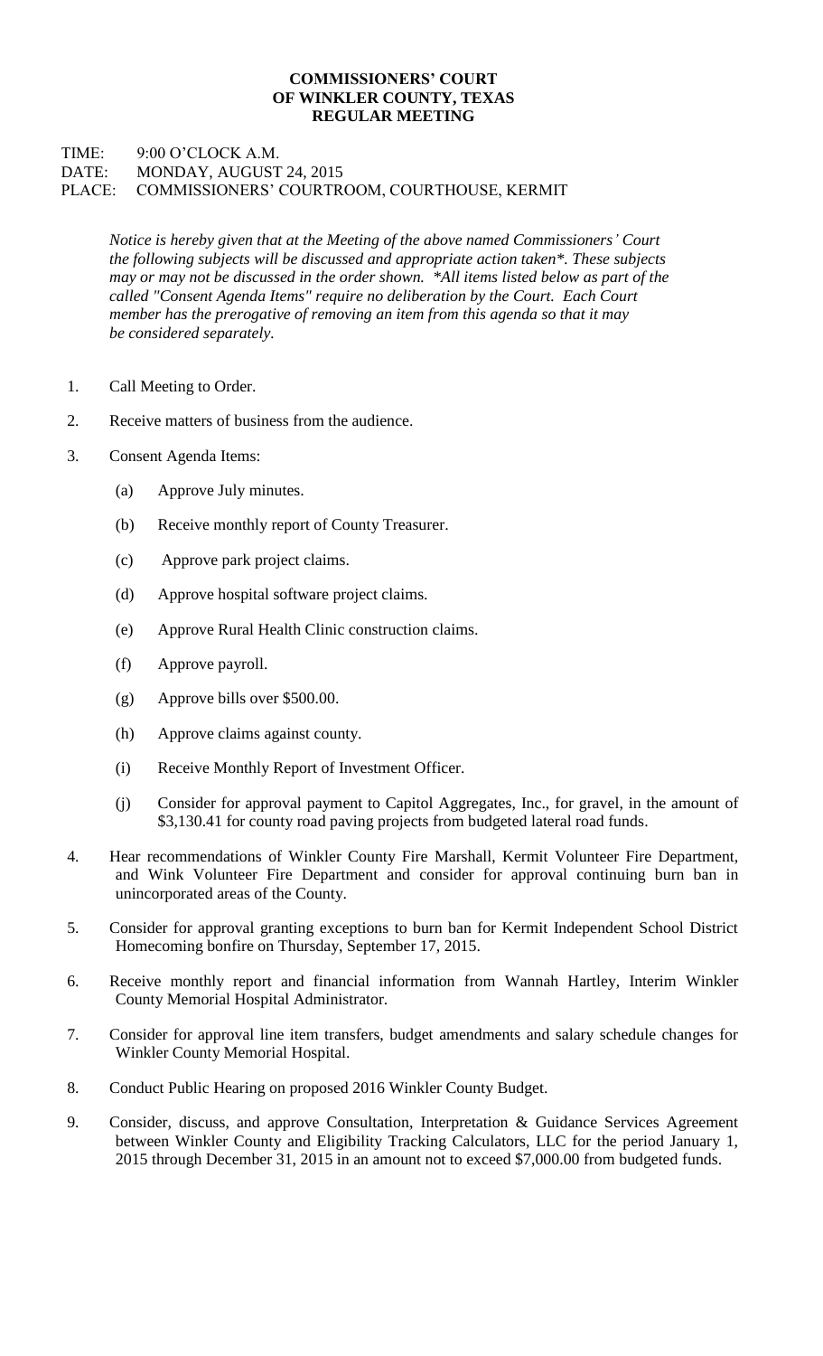**COMMISSIONERS' COURT**
**OF WINKLER COUNTY, TEXAS**
**REGULAR MEETING**

TIME: 9:00 O'CLOCK A.M.
DATE: MONDAY, AUGUST 24, 2015
PLACE: COMMISSIONERS' COURTROOM, COURTHOUSE, KERMIT

*Notice is hereby given that at the Meeting of the above named Commissioners' Court the following subjects will be discussed and appropriate action taken*. These subjects may or may not be discussed in the order shown. *All items listed below as part of the called "Consent Agenda Items" require no deliberation by the Court. Each Court member has the prerogative of removing an item from this agenda so that it may be considered separately.*

1. Call Meeting to Order.
2. Receive matters of business from the audience.
3. Consent Agenda Items:
   - (a) Approve July minutes.
   - (b) Receive monthly report of County Treasurer.
   - (c) Approve park project claims.
   - (d) Approve hospital software project claims.
   - (e) Approve Rural Health Clinic construction claims.
   - (f) Approve payroll.
   - (g) Approve bills over $500.00.
   - (h) Approve claims against county.
   - (i) Receive Monthly Report of Investment Officer.
   - (j) Consider for approval payment to Capitol Aggregates, Inc., for gravel, in the amount of $3,130.41 for county road paving projects from budgeted lateral road funds.
4. Hear recommendations of Winkler County Fire Marshall, Kermit Volunteer Fire Department, and Wink Volunteer Fire Department and consider for approval continuing burn ban in unincorporated areas of the County.
5. Consider for approval granting exceptions to burn ban for Kermit Independent School District Homecoming bonfire on Thursday, September 17, 2015.
6. Receive monthly report and financial information from Wannah Hartley, Interim Winkler County Memorial Hospital Administrator.
7. Consider for approval line item transfers, budget amendments and salary schedule changes for Winkler County Memorial Hospital.
8. Conduct Public Hearing on proposed 2016 Winkler County Budget.
9. Consider, discuss, and approve Consultation, Interpretation & Guidance Services Agreement between Winkler County and Eligibility Tracking Calculators, LLC for the period January 1, 2015 through December 31, 2015 in an amount not to exceed $7,000.00 from budgeted funds.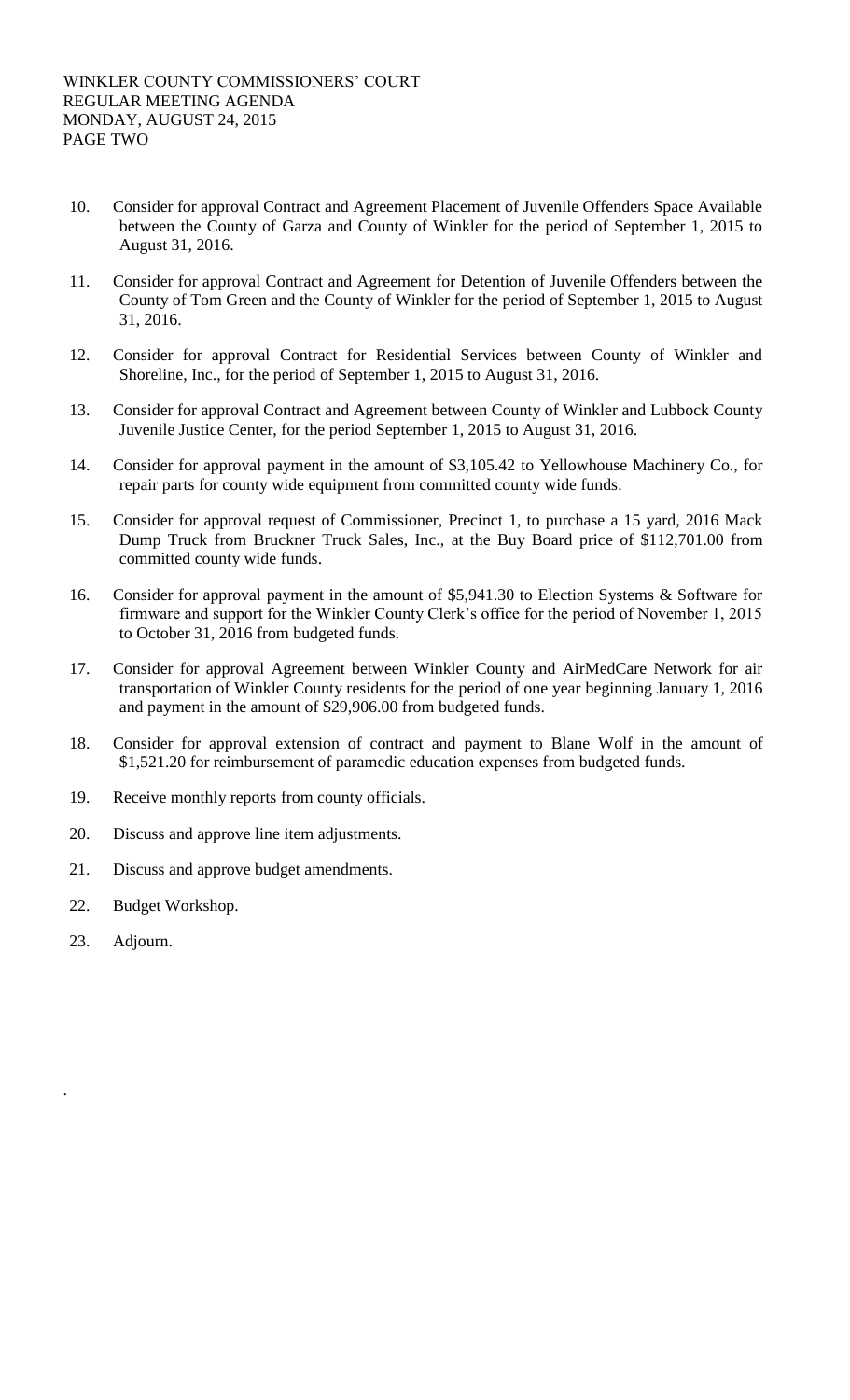10. Consider for approval Contract and Agreement Placement of Juvenile Offenders Space Available between the County of Garza and County of Winkler for the period of September 1, 2015 to August 31, 2016.

11. Consider for approval Contract and Agreement for Detention of Juvenile Offenders between the County of Tom Green and the County of Winkler for the period of September 1, 2015 to August 31, 2016.

12. Consider for approval Contract for Residential Services between County of Winkler and Shoreline, Inc., for the period of September 1, 2015 to August 31, 2016.

13. Consider for approval Contract and Agreement between County of Winkler and Lubbock County Juvenile Justice Center, for the period September 1, 2015 to August 31, 2016.

14. Consider for approval payment in the amount of $3,105.42 to Yellowhouse Machinery Co., for repair parts for county wide equipment from committed county wide funds.

15. Consider for approval request of Commissioner, Precinct 1, to purchase a 15 yard, 2016 Mack Dump Truck from Bruckner Truck Sales, Inc., at the Buy Board price of $112,701.00 from committed county wide funds.

16. Consider for approval payment in the amount of $5,941.30 to Election Systems & Software for firmware and support for the Winkler County Clerk's office for the period of November 1, 2015 to October 31, 2016 from budgeted funds.

17. Consider for approval Agreement between Winkler County and AirMedCare Network for air transportation of Winkler County residents for the period of one year beginning January 1, 2016 and payment in the amount of $29,906.00 from budgeted funds.

18. Consider for approval extension of contract and payment to Blane Wolf in the amount of $1,521.20 for reimbursement of paramedic education expenses from budgeted funds.

19. Receive monthly reports from county officials.

20. Discuss and approve line item adjustments.

21. Discuss and approve budget amendments.

22. Budget Workshop.

23. Adjourn.